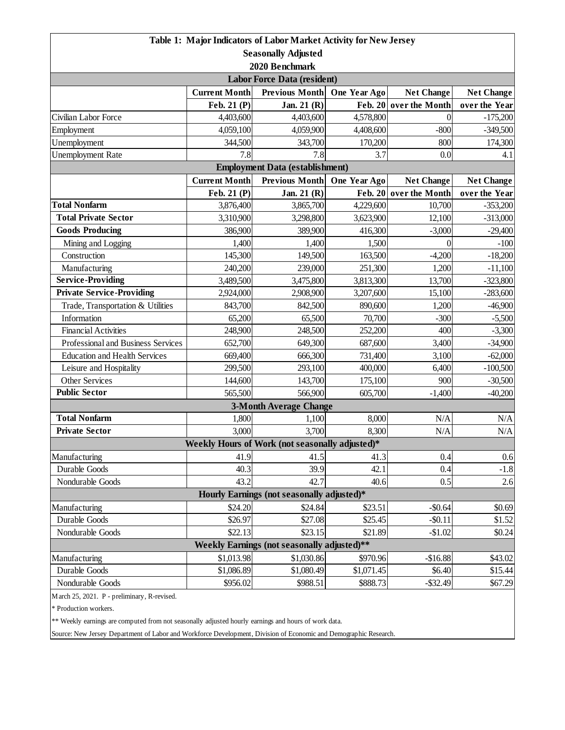| Table 1: Major Indicators of Labor Market Activity for New Jersey<br>Seasonally Adjusted<br>2020 Benchmark | | | | | |
|---|---|---|---|---|---|
| **Labor Force Data (resident)** | | | | | |
| | **Current Month** | **Previous Month** | **One Year Ago** | **Net Change** | **Net Change** |
| | **Feb. 21 (P)** | **Jan. 21 (R)** | **Feb. 20** | **over the Month** | **over the Year** |
| Civilian Labor Force | 4,403,600 | 4,403,600 | 4,578,800 | 0 | -175,200 |
| Employment | 4,059,100 | 4,059,900 | 4,408,600 | -800 | -349,500 |
| Unemployment | 344,500 | 343,700 | 170,200 | 800 | 174,300 |
| Unemployment Rate | 7.8 | 7.8 | 3.7 | 0.0 | 4.1 |
| **Employment Data (establishment)** | | | | | |
| | **Current Month** | **Previous Month** | **One Year Ago** | **Net Change** | **Net Change** |
| | **Feb. 21 (P)** | **Jan. 21 (R)** | **Feb. 20** | **over the Month** | **over the Year** |
| **Total Nonfarm** | 3,876,400 | 3,865,700 | 4,229,600 | 10,700 | -353,200 |
| **Total Private Sector** | 3,310,900 | 3,298,800 | 3,623,900 | 12,100 | -313,000 |
| **Goods Producing** | 386,900 | 389,900 | 416,300 | -3,000 | -29,400 |
| Mining and Logging | 1,400 | 1,400 | 1,500 | 0 | -100 |
| Construction | 145,300 | 149,500 | 163,500 | -4,200 | -18,200 |
| Manufacturing | 240,200 | 239,000 | 251,300 | 1,200 | -11,100 |
| **Service-Providing** | 3,489,500 | 3,475,800 | 3,813,300 | 13,700 | -323,800 |
| **Private Service-Providing** | 2,924,000 | 2,908,900 | 3,207,600 | 15,100 | -283,600 |
| Trade, Transportation & Utilities | 843,700 | 842,500 | 890,600 | 1,200 | -46,900 |
| Information | 65,200 | 65,500 | 70,700 | -300 | -5,500 |
| Financial Activities | 248,900 | 248,500 | 252,200 | 400 | -3,300 |
| Professional and Business Services | 652,700 | 649,300 | 687,600 | 3,400 | -34,900 |
| Education and Health Services | 669,400 | 666,300 | 731,400 | 3,100 | -62,000 |
| Leisure and Hospitality | 299,500 | 293,100 | 400,000 | 6,400 | -100,500 |
| Other Services | 144,600 | 143,700 | 175,100 | 900 | -30,500 |
| **Public Sector** | 565,500 | 566,900 | 605,700 | -1,400 | -40,200 |
| **3-Month Average Change** | | | | | |
| **Total Nonfarm** | 1,800 | 1,100 | 8,000 | N/A | N/A |
| **Private Sector** | 3,000 | 3,700 | 8,300 | N/A | N/A |
| **Weekly Hours of Work (not seasonally adjusted)*** | | | | | |
| Manufacturing | 41.9 | 41.5 | 41.3 | 0.4 | 0.6 |
| Durable Goods | 40.3 | 39.9 | 42.1 | 0.4 | -1.8 |
| Nondurable Goods | 43.2 | 42.7 | 40.6 | 0.5 | 2.6 |
| **Hourly Earnings (not seasonally adjusted)*** | | | | | |
| Manufacturing | $24.20 | $24.84 | $23.51 | -$0.64 | $0.69 |
| Durable Goods | $26.97 | $27.08 | $25.45 | -$0.11 | $1.52 |
| Nondurable Goods | $22.13 | $23.15 | $21.89 | -$1.02 | $0.24 |
| **Weekly Earnings (not seasonally adjusted)**** | | | | | |
| Manufacturing | $1,013.98 | $1,030.86 | $970.96 | -$16.88 | $43.02 |
| Durable Goods | $1,086.89 | $1,080.49 | $1,071.45 | $6.40 | $15.44 |
| Nondurable Goods | $956.02 | $988.51 | $888.73 | -$32.49 | $67.29 |

March 25, 2021. P - preliminary, R-revised.

* Production workers.

** Weekly earnings are computed from not seasonally adjusted hourly earnings and hours of work data.

Source: New Jersey Department of Labor and Workforce Development, Division of Economic and Demographic Research.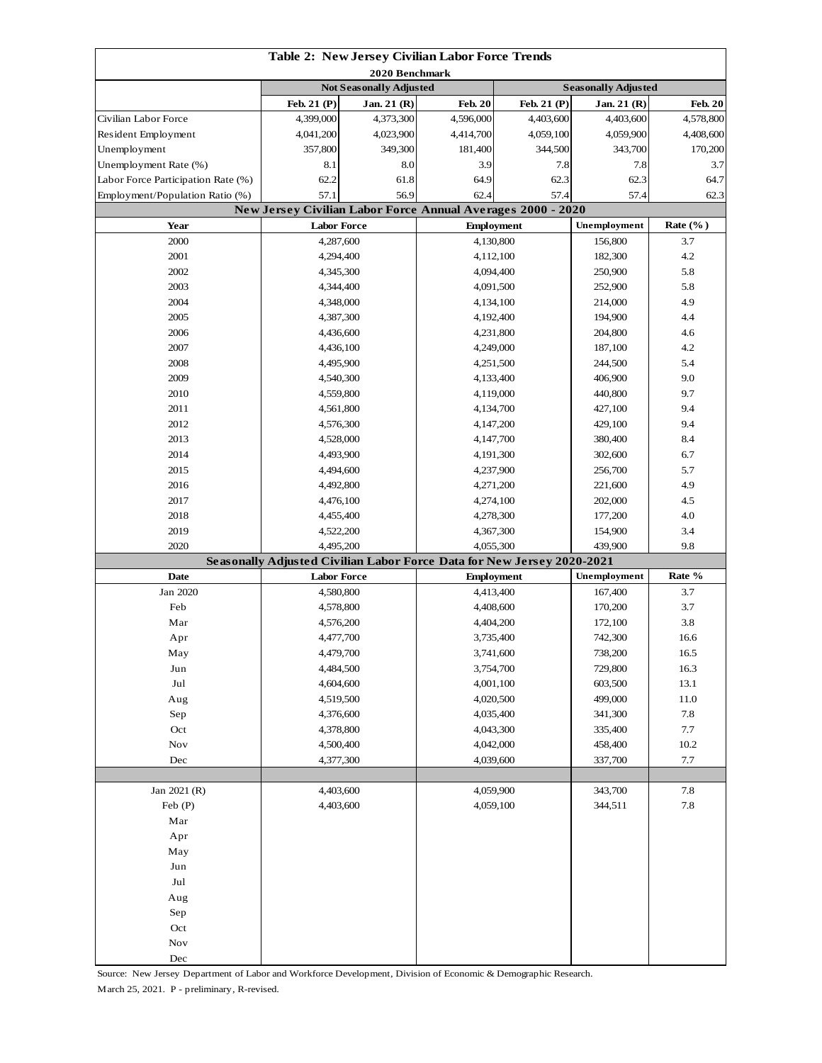## Table 2: New Jersey Civilian Labor Force Trends

**2020 Benchmark**

| | Not Seasonally Adjusted | | | Seasonally Adjusted | | |
|---|---|---|---|---|---|---|
| | Feb. 21 (P) | Jan. 21 (R) | Feb. 20 | Feb. 21 (P) | Jan. 21 (R) | Feb. 20 |
| Civilian Labor Force | 4,399,000 | 4,373,300 | 4,596,000 | 4,403,600 | 4,403,600 | 4,578,800 |
| Resident Employment | 4,041,200 | 4,023,900 | 4,414,700 | 4,059,100 | 4,059,900 | 4,408,600 |
| Unemployment | 357,800 | 349,300 | 181,400 | 344,500 | 343,700 | 170,200 |
| Unemployment Rate (%) | 8.1 | 8.0 | 3.9 | 7.8 | 7.8 | 3.7 |
| Labor Force Participation Rate (%) | 62.2 | 61.8 | 64.9 | 62.3 | 62.3 | 64.7 |
| Employment/Population Ratio (%) | 57.1 | 56.9 | 62.4 | 57.4 | 57.4 | 62.3 |

### New Jersey Civilian Labor Force Annual Averages 2000 - 2020

| Year | Labor Force | Employment | Unemployment | Rate (%) |
|---|---|---|---|---|
| 2000 | 4,287,600 | 4,130,800 | 156,800 | 3.7 |
| 2001 | 4,294,400 | 4,112,100 | 182,300 | 4.2 |
| 2002 | 4,345,300 | 4,094,400 | 250,900 | 5.8 |
| 2003 | 4,344,400 | 4,091,500 | 252,900 | 5.8 |
| 2004 | 4,348,000 | 4,134,100 | 214,000 | 4.9 |
| 2005 | 4,387,300 | 4,192,400 | 194,900 | 4.4 |
| 2006 | 4,436,600 | 4,231,800 | 204,800 | 4.6 |
| 2007 | 4,436,100 | 4,249,000 | 187,100 | 4.2 |
| 2008 | 4,495,900 | 4,251,500 | 244,500 | 5.4 |
| 2009 | 4,540,300 | 4,133,400 | 406,900 | 9.0 |
| 2010 | 4,559,800 | 4,119,000 | 440,800 | 9.7 |
| 2011 | 4,561,800 | 4,134,700 | 427,100 | 9.4 |
| 2012 | 4,576,300 | 4,147,200 | 429,100 | 9.4 |
| 2013 | 4,528,000 | 4,147,700 | 380,400 | 8.4 |
| 2014 | 4,493,900 | 4,191,300 | 302,600 | 6.7 |
| 2015 | 4,494,600 | 4,237,900 | 256,700 | 5.7 |
| 2016 | 4,492,800 | 4,271,200 | 221,600 | 4.9 |
| 2017 | 4,476,100 | 4,274,100 | 202,000 | 4.5 |
| 2018 | 4,455,400 | 4,278,300 | 177,200 | 4.0 |
| 2019 | 4,522,200 | 4,367,300 | 154,900 | 3.4 |
| 2020 | 4,495,200 | 4,055,300 | 439,900 | 9.8 |

### Seasonally Adjusted Civilian Labor Force Data for New Jersey 2020-2021

| Date | Labor Force | Employment | Unemployment | Rate % |
|---|---|---|---|---|
| Jan 2020 | 4,580,800 | 4,413,400 | 167,400 | 3.7 |
| Feb | 4,578,800 | 4,408,600 | 170,200 | 3.7 |
| Mar | 4,576,200 | 4,404,200 | 172,100 | 3.8 |
| Apr | 4,477,700 | 3,735,400 | 742,300 | 16.6 |
| May | 4,479,700 | 3,741,600 | 738,200 | 16.5 |
| Jun | 4,484,500 | 3,754,700 | 729,800 | 16.3 |
| Jul | 4,604,600 | 4,001,100 | 603,500 | 13.1 |
| Aug | 4,519,500 | 4,020,500 | 499,000 | 11.0 |
| Sep | 4,376,600 | 4,035,400 | 341,300 | 7.8 |
| Oct | 4,378,800 | 4,043,300 | 335,400 | 7.7 |
| Nov | 4,500,400 | 4,042,000 | 458,400 | 10.2 |
| Dec | 4,377,300 | 4,039,600 | 337,700 | 7.7 |
| | | | | |
| Jan 2021 (R) | 4,403,600 | 4,059,900 | 343,700 | 7.8 |
| Feb (P) | 4,403,600 | 4,059,100 | 344,511 | 7.8 |
| Mar | | | | |
| Apr | | | | |
| May | | | | |
| Jun | | | | |
| Jul | | | | |
| Aug | | | | |
| Sep | | | | |
| Oct | | | | |
| Nov | | | | |
| Dec | | | | |

Source: New Jersey Department of Labor and Workforce Development, Division of Economic & Demographic Research.
March 25, 2021. P - preliminary, R-revised.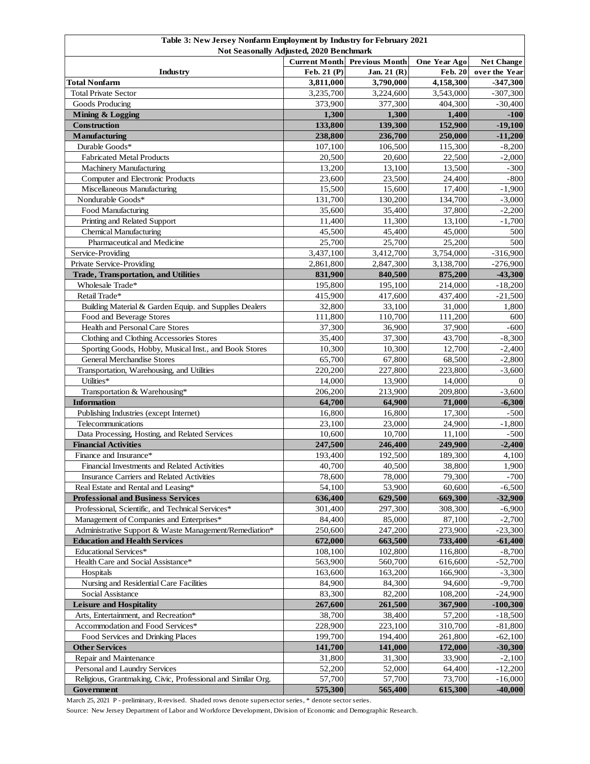**Table 3: New Jersey Nonfarm Employment by Industry for February 2021**
**Not Seasonally Adjusted, 2020 Benchmark**

| Industry | Current Month Feb. 21 (P) | Previous Month Jan. 21 (R) | One Year Ago Feb. 20 | Net Change over the Year |
|---|---|---|---|---|
| **Total Nonfarm** | **3,811,000** | **3,790,000** | **4,158,300** | **-347,300** |
| Total Private Sector | 3,235,700 | 3,224,600 | 3,543,000 | -307,300 |
| Goods Producing | 373,900 | 377,300 | 404,300 | -30,400 |
| **Mining & Logging** | **1,300** | **1,300** | **1,400** | **-100** |
| **Construction** | **133,800** | **139,300** | **152,900** | **-19,100** |
| **Manufacturing** | **238,800** | **236,700** | **250,000** | **-11,200** |
| Durable Goods* | 107,100 | 106,500 | 115,300 | -8,200 |
| Fabricated Metal Products | 20,500 | 20,600 | 22,500 | -2,000 |
| Machinery Manufacturing | 13,200 | 13,100 | 13,500 | -300 |
| Computer and Electronic Products | 23,600 | 23,500 | 24,400 | -800 |
| Miscellaneous Manufacturing | 15,500 | 15,600 | 17,400 | -1,900 |
| Nondurable Goods* | 131,700 | 130,200 | 134,700 | -3,000 |
| Food Manufacturing | 35,600 | 35,400 | 37,800 | -2,200 |
| Printing and Related Support | 11,400 | 11,300 | 13,100 | -1,700 |
| Chemical Manufacturing | 45,500 | 45,400 | 45,000 | 500 |
| Pharmaceutical and Medicine | 25,700 | 25,700 | 25,200 | 500 |
| Service-Providing | 3,437,100 | 3,412,700 | 3,754,000 | -316,900 |
| Private Service-Providing | 2,861,800 | 2,847,300 | 3,138,700 | -276,900 |
| **Trade, Transportation, and Utilities** | **831,900** | **840,500** | **875,200** | **-43,300** |
| Wholesale Trade* | 195,800 | 195,100 | 214,000 | -18,200 |
| Retail Trade* | 415,900 | 417,600 | 437,400 | -21,500 |
| Building Material & Garden Equip. and Supplies Dealers | 32,800 | 33,100 | 31,000 | 1,800 |
| Food and Beverage Stores | 111,800 | 110,700 | 111,200 | 600 |
| Health and Personal Care Stores | 37,300 | 36,900 | 37,900 | -600 |
| Clothing and Clothing Accessories Stores | 35,400 | 37,300 | 43,700 | -8,300 |
| Sporting Goods, Hobby, Musical Inst., and Book Stores | 10,300 | 10,300 | 12,700 | -2,400 |
| General Merchandise Stores | 65,700 | 67,800 | 68,500 | -2,800 |
| Transportation, Warehousing, and Utilities | 220,200 | 227,800 | 223,800 | -3,600 |
| Utilities* | 14,000 | 13,900 | 14,000 | 0 |
| Transportation & Warehousing* | 206,200 | 213,900 | 209,800 | -3,600 |
| **Information** | **64,700** | **64,900** | **71,000** | **-6,300** |
| Publishing Industries (except Internet) | 16,800 | 16,800 | 17,300 | -500 |
| Telecommunications | 23,100 | 23,000 | 24,900 | -1,800 |
| Data Processing, Hosting, and Related Services | 10,600 | 10,700 | 11,100 | -500 |
| **Financial Activities** | **247,500** | **246,400** | **249,900** | **-2,400** |
| Finance and Insurance* | 193,400 | 192,500 | 189,300 | 4,100 |
| Financial Investments and Related Activities | 40,700 | 40,500 | 38,800 | 1,900 |
| Insurance Carriers and Related Activities | 78,600 | 78,000 | 79,300 | -700 |
| Real Estate and Rental and Leasing* | 54,100 | 53,900 | 60,600 | -6,500 |
| **Professional and Business Services** | **636,400** | **629,500** | **669,300** | **-32,900** |
| Professional, Scientific, and Technical Services* | 301,400 | 297,300 | 308,300 | -6,900 |
| Management of Companies and Enterprises* | 84,400 | 85,000 | 87,100 | -2,700 |
| Administrative Support & Waste Management/Remediation* | 250,600 | 247,200 | 273,900 | -23,300 |
| **Education and Health Services** | **672,000** | **663,500** | **733,400** | **-61,400** |
| Educational Services* | 108,100 | 102,800 | 116,800 | -8,700 |
| Health Care and Social Assistance* | 563,900 | 560,700 | 616,600 | -52,700 |
| Hospitals | 163,600 | 163,200 | 166,900 | -3,300 |
| Nursing and Residential Care Facilities | 84,900 | 84,300 | 94,600 | -9,700 |
| Social Assistance | 83,300 | 82,200 | 108,200 | -24,900 |
| **Leisure and Hospitality** | **267,600** | **261,500** | **367,900** | **-100,300** |
| Arts, Entertainment, and Recreation* | 38,700 | 38,400 | 57,200 | -18,500 |
| Accommodation and Food Services* | 228,900 | 223,100 | 310,700 | -81,800 |
| Food Services and Drinking Places | 199,700 | 194,400 | 261,800 | -62,100 |
| **Other Services** | **141,700** | **141,000** | **172,000** | **-30,300** |
| Repair and Maintenance | 31,800 | 31,300 | 33,900 | -2,100 |
| Personal and Laundry Services | 52,200 | 52,000 | 64,400 | -12,200 |
| Religious, Grantmaking, Civic, Professional and Similar Org. | 57,700 | 57,700 | 73,700 | -16,000 |
| **Government** | **575,300** | **565,400** | **615,300** | **-40,000** |

March 25, 2021 P - preliminary, R-revised. Shaded rows denote supersector series, * denote sector series.

Source: New Jersey Department of Labor and Workforce Development, Division of Economic and Demographic Research.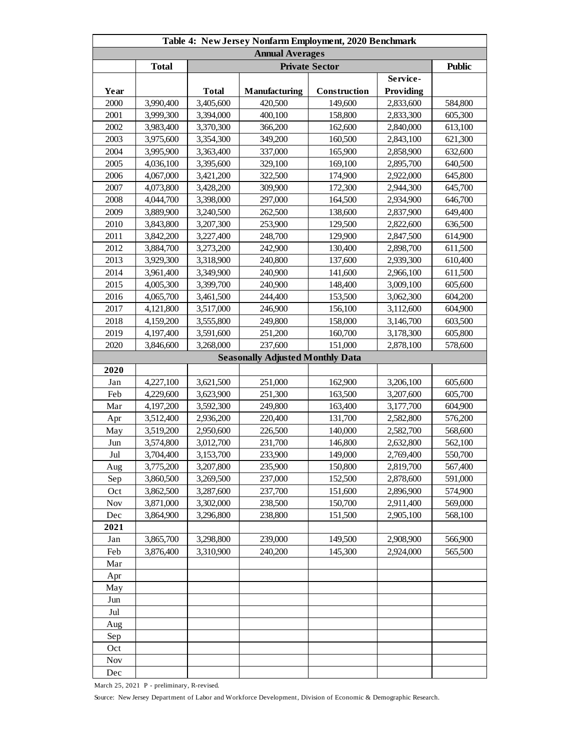| Table 4: New Jersey Nonfarm Employment, 2020 Benchmark | | | | | | |
|---|---|---|---|---|---|---|
| **Annual Averages** | | | | | | |
| | **Total** | **Private Sector** | | | | **Public** |
| **Year** | | **Total** | **Manufacturing** | **Construction** | **Service-Providing** | |
| 2000 | 3,990,400 | 3,405,600 | 420,500 | 149,600 | 2,833,600 | 584,800 |
| 2001 | 3,999,300 | 3,394,000 | 400,100 | 158,800 | 2,833,300 | 605,300 |
| 2002 | 3,983,400 | 3,370,300 | 366,200 | 162,600 | 2,840,000 | 613,100 |
| 2003 | 3,975,600 | 3,354,300 | 349,200 | 160,500 | 2,843,100 | 621,300 |
| 2004 | 3,995,900 | 3,363,400 | 337,000 | 165,900 | 2,858,900 | 632,600 |
| 2005 | 4,036,100 | 3,395,600 | 329,100 | 169,100 | 2,895,700 | 640,500 |
| 2006 | 4,067,000 | 3,421,200 | 322,500 | 174,900 | 2,922,000 | 645,800 |
| 2007 | 4,073,800 | 3,428,200 | 309,900 | 172,300 | 2,944,300 | 645,700 |
| 2008 | 4,044,700 | 3,398,000 | 297,000 | 164,500 | 2,934,900 | 646,700 |
| 2009 | 3,889,900 | 3,240,500 | 262,500 | 138,600 | 2,837,900 | 649,400 |
| 2010 | 3,843,800 | 3,207,300 | 253,900 | 129,500 | 2,822,600 | 636,500 |
| 2011 | 3,842,200 | 3,227,400 | 248,700 | 129,900 | 2,847,500 | 614,900 |
| 2012 | 3,884,700 | 3,273,200 | 242,900 | 130,400 | 2,898,700 | 611,500 |
| 2013 | 3,929,300 | 3,318,900 | 240,800 | 137,600 | 2,939,300 | 610,400 |
| 2014 | 3,961,400 | 3,349,900 | 240,900 | 141,600 | 2,966,100 | 611,500 |
| 2015 | 4,005,300 | 3,399,700 | 240,900 | 148,400 | 3,009,100 | 605,600 |
| 2016 | 4,065,700 | 3,461,500 | 244,400 | 153,500 | 3,062,300 | 604,200 |
| 2017 | 4,121,800 | 3,517,000 | 246,900 | 156,100 | 3,112,600 | 604,900 |
| 2018 | 4,159,200 | 3,555,800 | 249,800 | 158,000 | 3,146,700 | 603,500 |
| 2019 | 4,197,400 | 3,591,600 | 251,200 | 160,700 | 3,178,300 | 605,800 |
| 2020 | 3,846,600 | 3,268,000 | 237,600 | 151,000 | 2,878,100 | 578,600 |
| **Seasonally Adjusted Monthly Data** | | | | | | |
| **2020** | | | | | | |
| Jan | 4,227,100 | 3,621,500 | 251,000 | 162,900 | 3,206,100 | 605,600 |
| Feb | 4,229,600 | 3,623,900 | 251,300 | 163,500 | 3,207,600 | 605,700 |
| Mar | 4,197,200 | 3,592,300 | 249,800 | 163,400 | 3,177,700 | 604,900 |
| Apr | 3,512,400 | 2,936,200 | 220,400 | 131,700 | 2,582,800 | 576,200 |
| May | 3,519,200 | 2,950,600 | 226,500 | 140,000 | 2,582,700 | 568,600 |
| Jun | 3,574,800 | 3,012,700 | 231,700 | 146,800 | 2,632,800 | 562,100 |
| Jul | 3,704,400 | 3,153,700 | 233,900 | 149,000 | 2,769,400 | 550,700 |
| Aug | 3,775,200 | 3,207,800 | 235,900 | 150,800 | 2,819,700 | 567,400 |
| Sep | 3,860,500 | 3,269,500 | 237,000 | 152,500 | 2,878,600 | 591,000 |
| Oct | 3,862,500 | 3,287,600 | 237,700 | 151,600 | 2,896,900 | 574,900 |
| Nov | 3,871,000 | 3,302,000 | 238,500 | 150,700 | 2,911,400 | 569,000 |
| Dec | 3,864,900 | 3,296,800 | 238,800 | 151,500 | 2,905,100 | 568,100 |
| **2021** | | | | | | |
| Jan | 3,865,700 | 3,298,800 | 239,000 | 149,500 | 2,908,900 | 566,900 |
| Feb | 3,876,400 | 3,310,900 | 240,200 | 145,300 | 2,924,000 | 565,500 |
| Mar | | | | | | |
| Apr | | | | | | |
| May | | | | | | |
| Jun | | | | | | |
| Jul | | | | | | |
| Aug | | | | | | |
| Sep | | | | | | |
| Oct | | | | | | |
| Nov | | | | | | |
| Dec | | | | | | |

March 25, 2021 P - preliminary, R-revised.

Source: New Jersey Department of Labor and Workforce Development, Division of Economic & Demographic Research.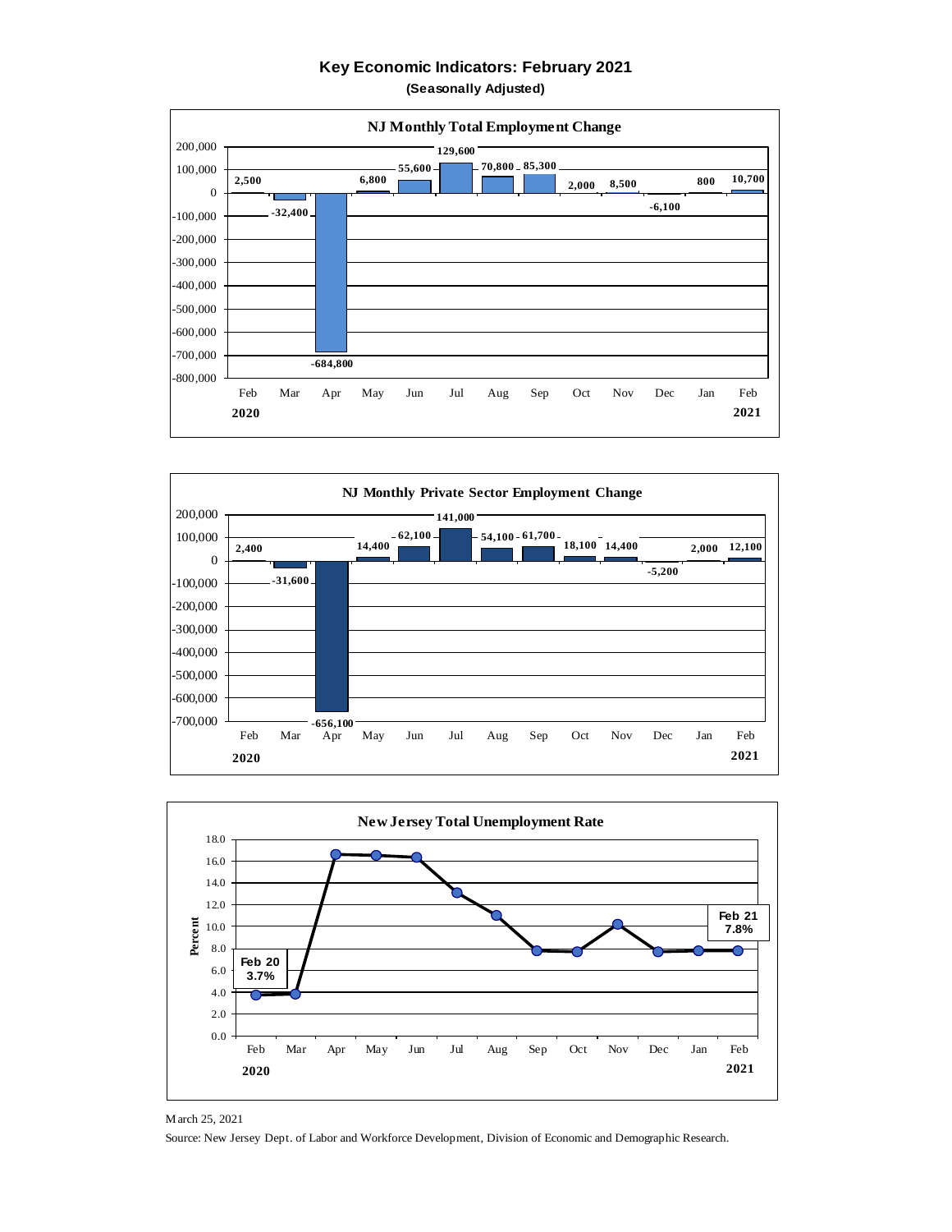# Key Economic Indicators: February 2021

**(Seasonally Adjusted)**

NJ Monthly Total Employment Change

200,000
100,000
0
-100,000
-200,000
-300,000
-400,000
-500,000
-600,000
-700,000
-800,000

2,500
-32,400
-684,800
6,800
55,600
129,600
70,800
85,300
2,000
8,500
-6,100
800
10,700

Feb Mar Apr May Jun Jul Aug Sep Oct Nov Dec Jan Feb

2020 2021

NJ Monthly Private Sector Employment Change

200,000
100,000
0
-100,000
-200,000
-300,000
-400,000
-500,000
-600,000
-700,000

2,400
-31,600
-656,100
14,400
62,100
141,000
54,100
61,700
18,100
14,400
-5,200
2,000
12,100

Feb Mar Apr May Jun Jul Aug Sep Oct Nov Dec Jan Feb

2020 2021

New Jersey Total Unemployment Rate

Percent

18.0
16.0
14.0
12.0
10.0
8.0
6.0
4.0
2.0
0.0

Feb 20
3.7%

Feb 21
7.8%

Feb Mar Apr May Jun Jul Aug Sep Oct Nov Dec Jan Feb

2020 2021

March 25, 2021

Source: New Jersey Dept. of Labor and Workforce Development, Division of Economic and Demographic Research.